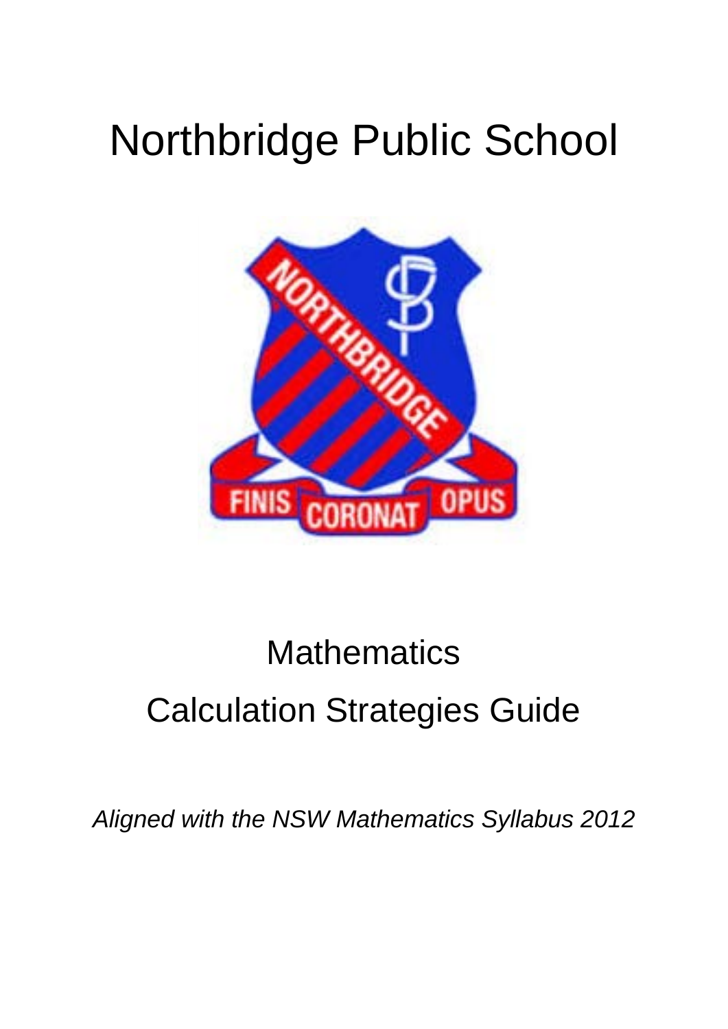# Northbridge Public School

# Mathematics

## Calculation Strategies Guide

*Aligned with the NSW Mathematics Syllabus 2012*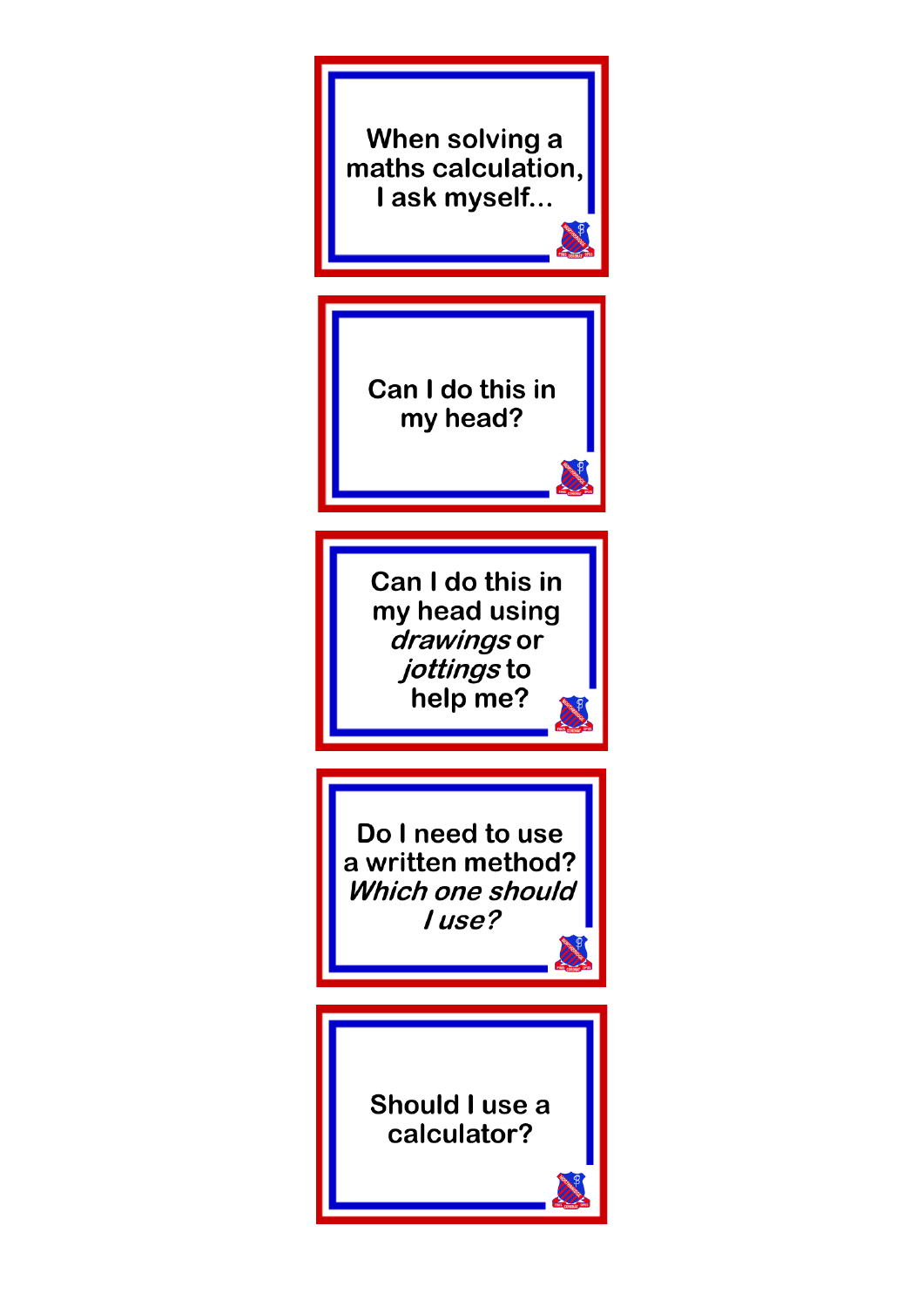When solving a maths calculation, I ask myself...

Can I do this in my head?

Can I do this in my head using *drawings* or *jottings* to help me?

Do I need to use a written method? *Which one should I use?*

Should I use a calculator?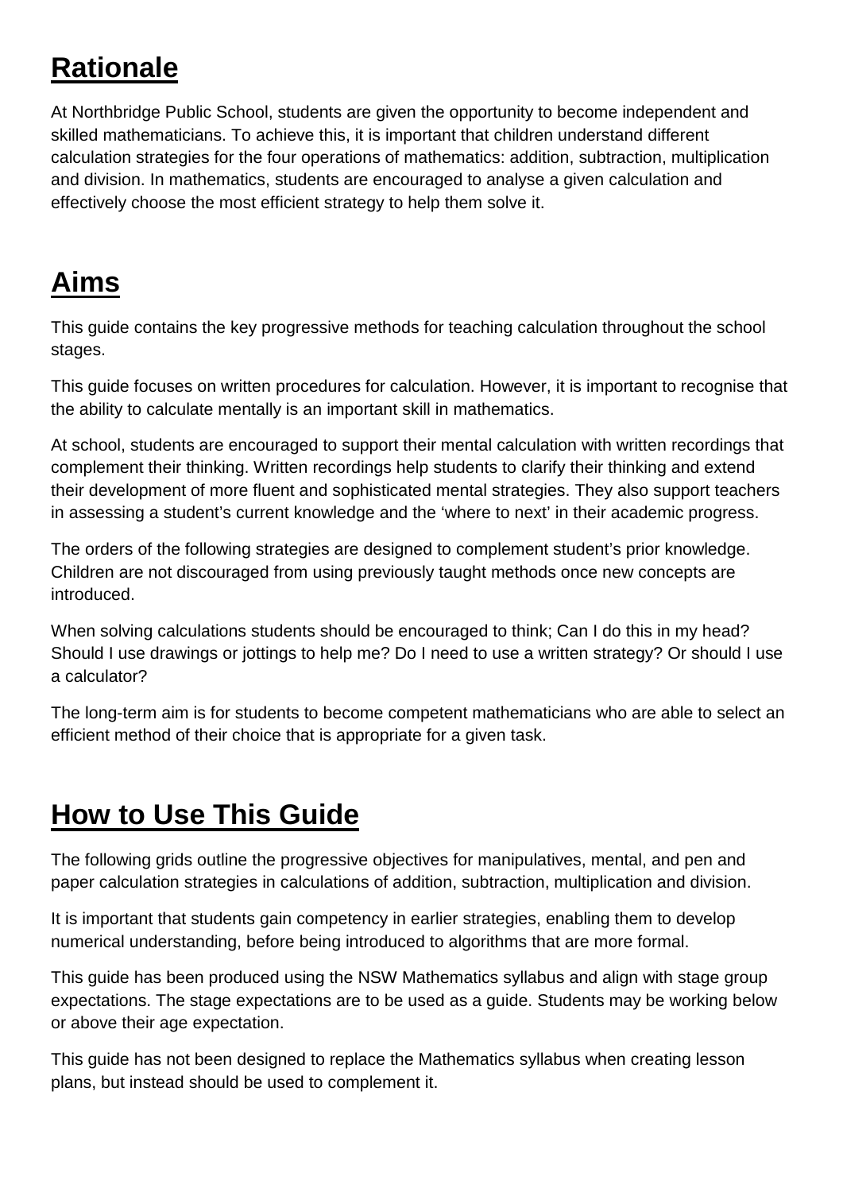## Rationale

At Northbridge Public School, students are given the opportunity to become independent and skilled mathematicians. To achieve this, it is important that children understand different calculation strategies for the four operations of mathematics: addition, subtraction, multiplication and division. In mathematics, students are encouraged to analyse a given calculation and effectively choose the most efficient strategy to help them solve it.

## Aims

This guide contains the key progressive methods for teaching calculation throughout the school stages.

This guide focuses on written procedures for calculation. However, it is important to recognise that the ability to calculate mentally is an important skill in mathematics.

At school, students are encouraged to support their mental calculation with written recordings that complement their thinking. Written recordings help students to clarify their thinking and extend their development of more fluent and sophisticated mental strategies. They also support teachers in assessing a student's current knowledge and the 'where to next' in their academic progress.

The orders of the following strategies are designed to complement student's prior knowledge. Children are not discouraged from using previously taught methods once new concepts are introduced.

When solving calculations students should be encouraged to think; Can I do this in my head? Should I use drawings or jottings to help me? Do I need to use a written strategy? Or should I use a calculator?

The long-term aim is for students to become competent mathematicians who are able to select an efficient method of their choice that is appropriate for a given task.

## How to Use This Guide

The following grids outline the progressive objectives for manipulatives, mental, and pen and paper calculation strategies in calculations of addition, subtraction, multiplication and division.

It is important that students gain competency in earlier strategies, enabling them to develop numerical understanding, before being introduced to algorithms that are more formal.

This guide has been produced using the NSW Mathematics syllabus and align with stage group expectations. The stage expectations are to be used as a guide. Students may be working below or above their age expectation.

This guide has not been designed to replace the Mathematics syllabus when creating lesson plans, but instead should be used to complement it.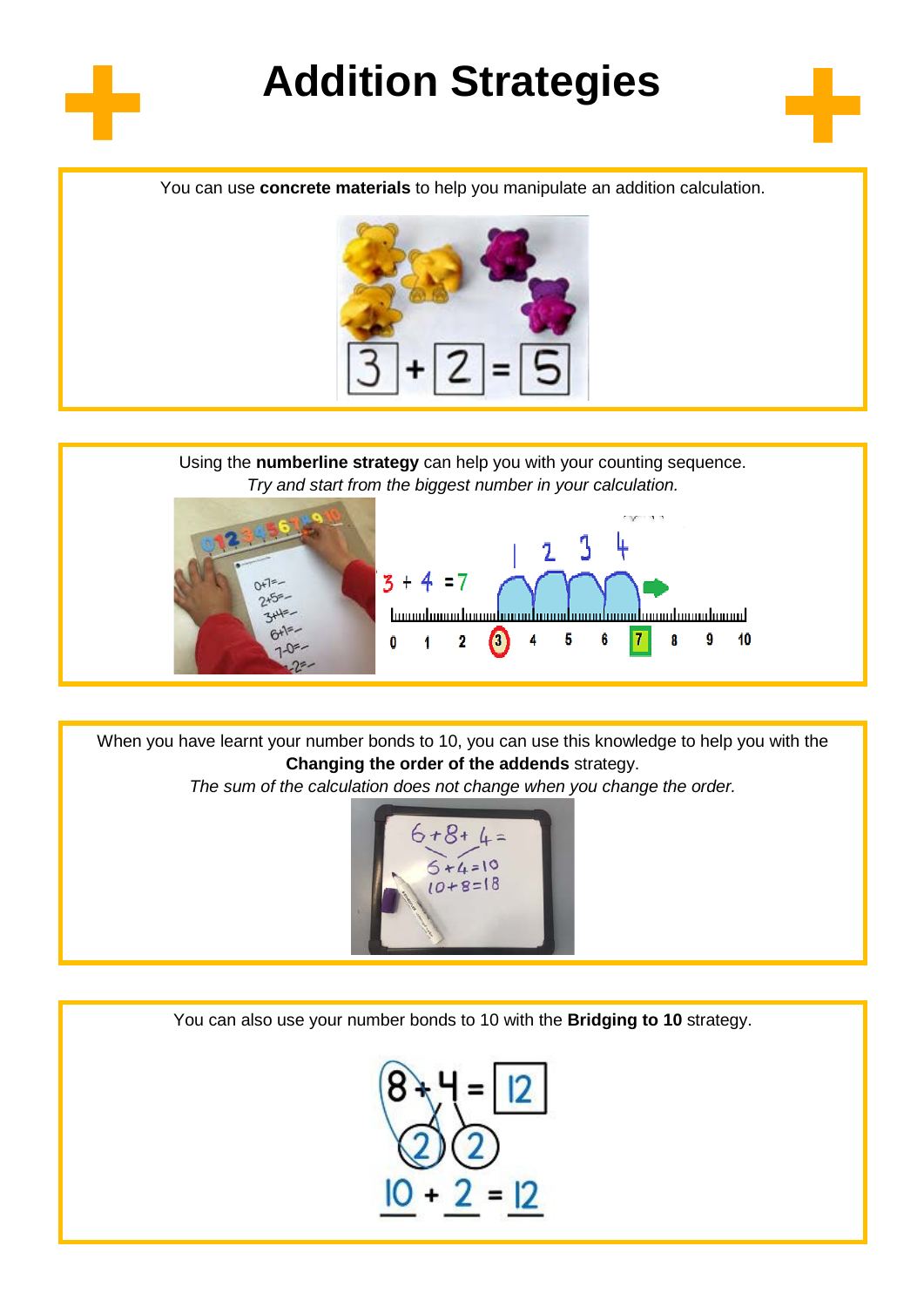# Addition Strategies

You can use **concrete materials** to help you manipulate an addition calculation.

Using the **numberline strategy** can help you with your counting sequence.
*Try and start from the biggest number in your calculation.*

When you have learnt your number bonds to 10, you can use this knowledge to help you with the **Changing the order of the addends** strategy.
*The sum of the calculation does not change when you change the order.*

You can also use your number bonds to 10 with the **Bridging to 10** strategy.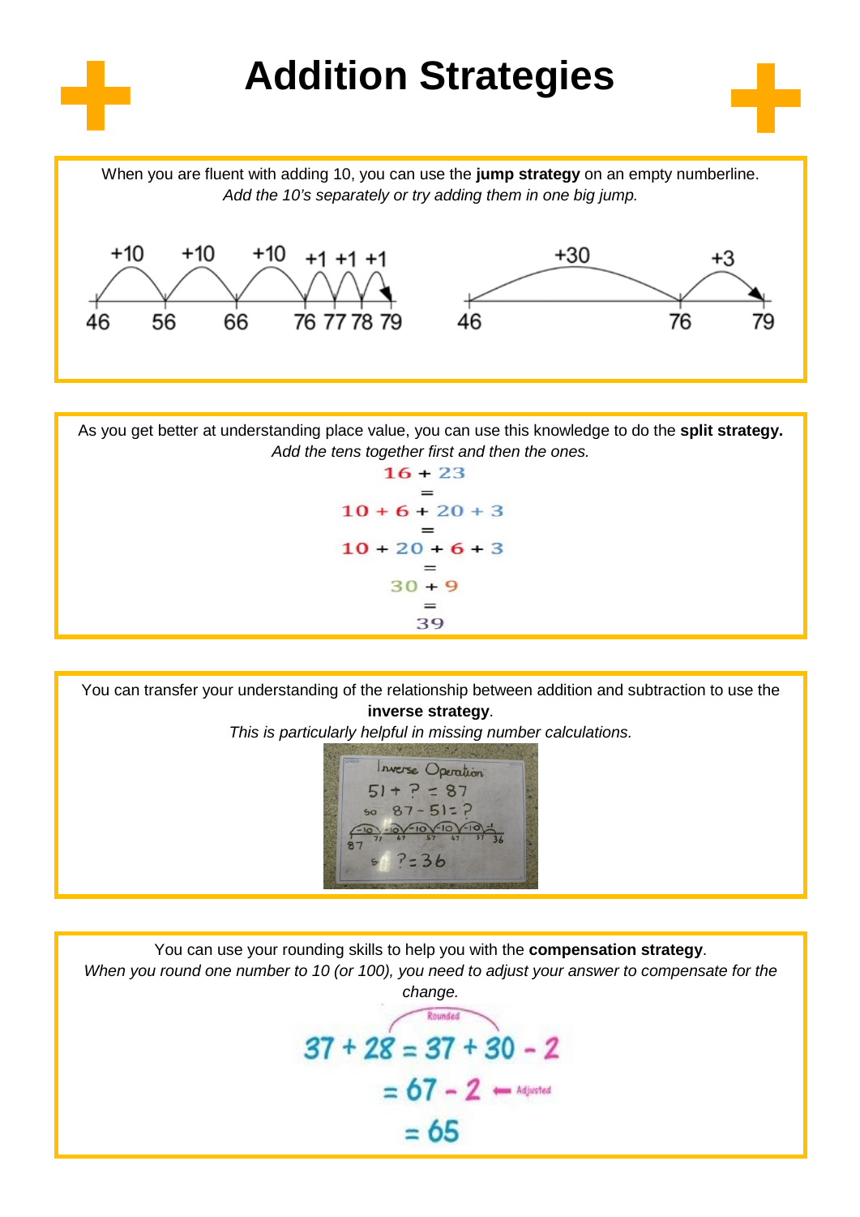# Addition Strategies

When you are fluent with adding 10, you can use the **jump strategy** on an empty numberline.
*Add the 10's separately or try adding them in one big jump.*

+10 +10 +10 +1 +1 +1

46 56 66 76 77 78 79

+30 +3

46 76 79

As you get better at understanding place value, you can use this knowledge to do the **split strategy.**
*Add the tens together first and then the ones.*

$$16 + 23$$
$$=$$
$$10 + 6 + 20 + 3$$
$$=$$
$$10 + 20 + 6 + 3$$
$$=$$
$$30 + 9$$
$$=$$
$$39$$

You can transfer your understanding of the relationship between addition and subtraction to use the **inverse strategy**.
*This is particularly helpful in missing number calculations.*

Inverse Operation

$51 + ? = 87$

so $87 - 51 = ?$

-10 -10 -10 -10 -10 -1

87 77 67 57 47 37 36

so $? = 36$

You can use your rounding skills to help you with the **compensation strategy**.
*When you round one number to 10 (or 100), you need to adjust your answer to compensate for the change.*

Rounded

$$37 + 28 = 37 + 30 - 2$$
$$= 67 - 2 \quad \leftarrow \text{Adjusted}$$
$$= 65$$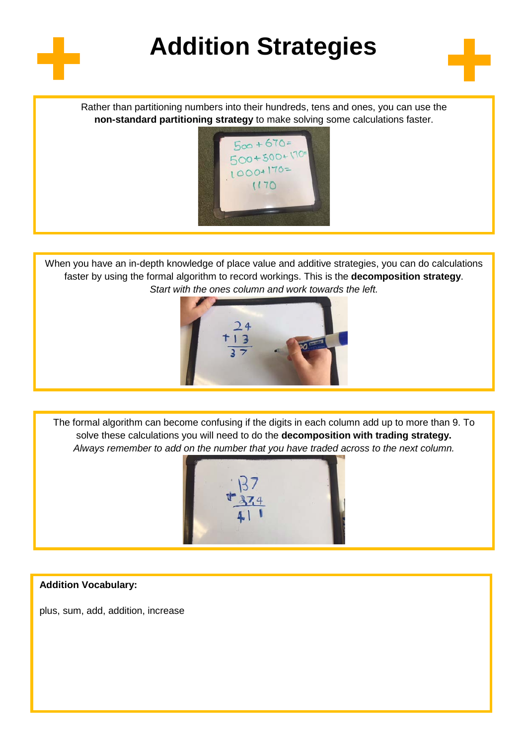# Addition Strategies

Rather than partitioning numbers into their hundreds, tens and ones, you can use the **non-standard partitioning strategy** to make solving some calculations faster.

When you have an in-depth knowledge of place value and additive strategies, you can do calculations faster by using the formal algorithm to record workings. This is the **decomposition strategy**. *Start with the ones column and work towards the left.*

The formal algorithm can become confusing if the digits in each column add up to more than 9. To solve these calculations you will need to do the **decomposition with trading strategy.** *Always remember to add on the number that you have traded across to the next column.*

**Addition Vocabulary:**

plus, sum, add, addition, increase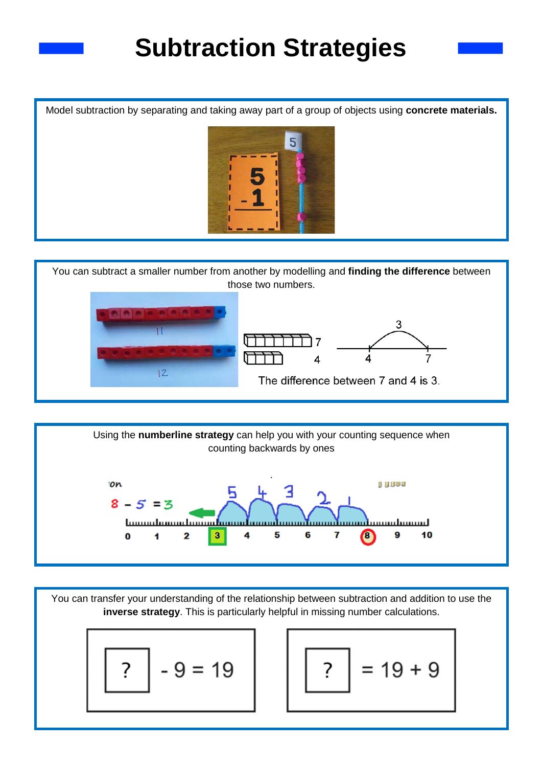# Subtraction Strategies

Model subtraction by separating and taking away part of a group of objects using **concrete materials.**

You can subtract a smaller number from another by modelling and **finding the difference** between those two numbers.

The difference between 7 and 4 is 3.

Using the **numberline strategy** can help you with your counting sequence when counting backwards by ones

$8 - 5 = 3$

You can transfer your understanding of the relationship between subtraction and addition to use the **inverse strategy**. This is particularly helpful in missing number calculations.

$? - 9 = 19$

$? = 19 + 9$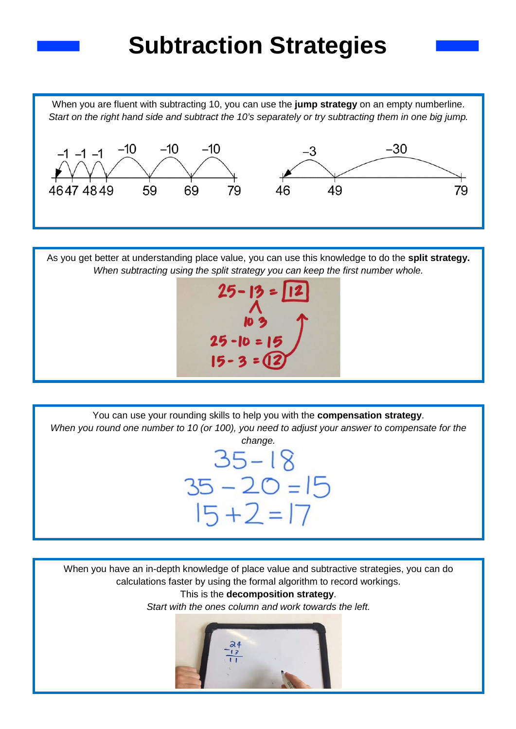# Subtraction Strategies

When you are fluent with subtracting 10, you can use the **jump strategy** on an empty numberline.
*Start on the right hand side and subtract the 10's separately or try subtracting them in one big jump.*

–1 –1 –1 –10 –10 –10

46 47 48 49 59 69 79

–3 –30

46 49 79

As you get better at understanding place value, you can use this knowledge to do the **split strategy.**
*When subtracting using the split strategy you can keep the first number whole.*

$25 - 13 = 12$

10 3

$25 - 10 = 15$

$15 - 3 = 12$

You can use your rounding skills to help you with the **compensation strategy**.
*When you round one number to 10 (or 100), you need to adjust your answer to compensate for the change.*

$35 - 18$

$35 - 20 = 15$

$15 + 2 = 17$

When you have an in-depth knowledge of place value and subtractive strategies, you can do calculations faster by using the formal algorithm to record workings.
This is the **decomposition strategy**.
*Start with the ones column and work towards the left.*

$$\begin{array}{r} 24 \\ -13 \\ \hline 11 \end{array}$$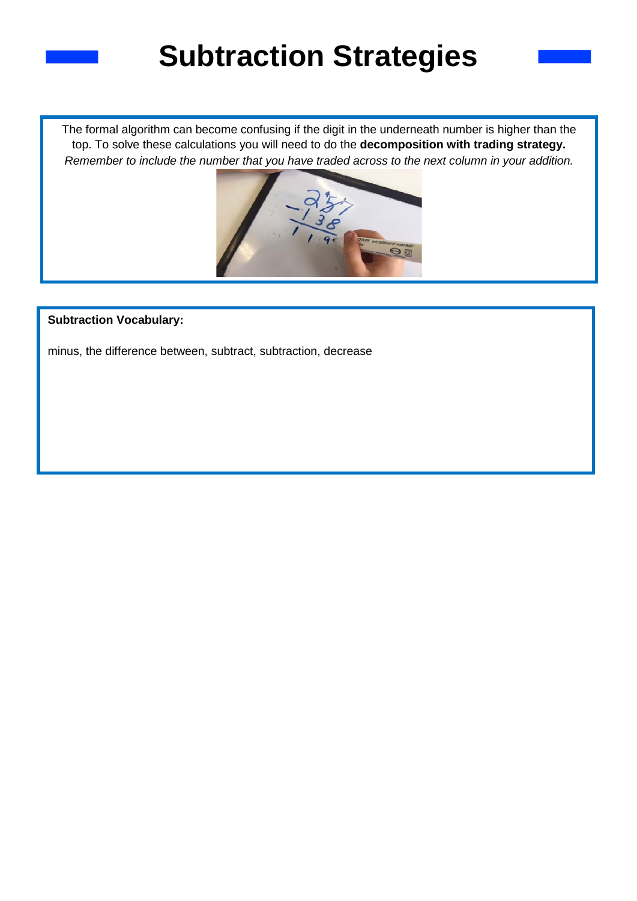# Subtraction Strategies

The formal algorithm can become confusing if the digit in the underneath number is higher than the top. To solve these calculations you will need to do the **decomposition with trading strategy.** *Remember to include the number that you have traded across to the next column in your addition.*

**Subtraction Vocabulary:**

minus, the difference between, subtract, subtraction, decrease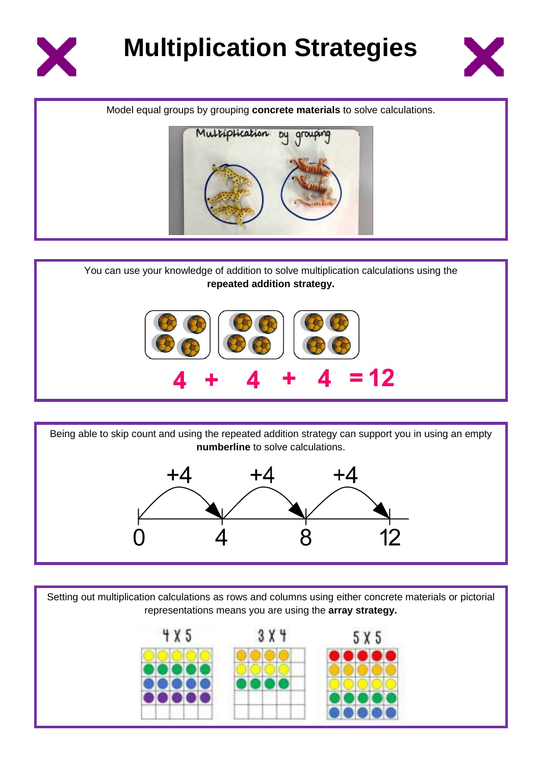# Multiplication Strategies

Model equal groups by grouping **concrete materials** to solve calculations.

Multiplication by grouping

You can use your knowledge of addition to solve multiplication calculations using the **repeated addition strategy.**

$4 + 4 + 4 = 12$

Being able to skip count and using the repeated addition strategy can support you in using an empty **numberline** to solve calculations.

+4 +4 +4

0 4 8 12

Setting out multiplication calculations as rows and columns using either concrete materials or pictorial representations means you are using the **array strategy.**

4 X 5 3 X 4 5 X 5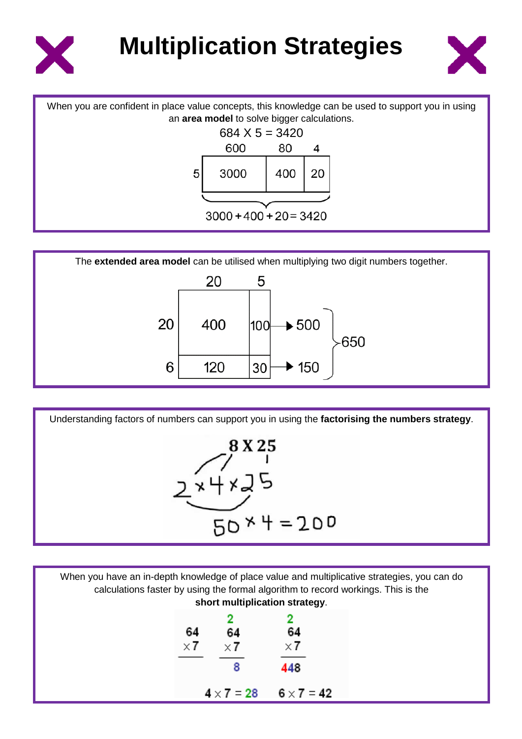# Multiplication Strategies

When you are confident in place value concepts, this knowledge can be used to support you in using an **area model** to solve bigger calculations.

684 X 5 = 3420

| | 600 | 80 | 4 |
|---|---|---|---|
| 5 | 3000 | 400 | 20 |

3000 + 400 + 20 = 3420

The **extended area model** can be utilised when multiplying two digit numbers together.

| | 20 | 5 | |
|---|---|---|---|
| 20 | 400 | 100 | → 500 |
| 6 | 120 | 30 | → 150 |

500 + 150 = 650

Understanding factors of numbers can support you in using the **factorising the numbers strategy**.

8 X 25

2 × 4 × 25

50 × 4 = 200

When you have an in-depth knowledge of place value and multiplicative strategies, you can do calculations faster by using the formal algorithm to record workings. This is the **short multiplication strategy**.

```
 64        2         2
×7        64        64
---       ×7        ×7
          ---       ---
           8        448
```

$4 \times 7 = 28$ $\quad$ $6 \times 7 = 42$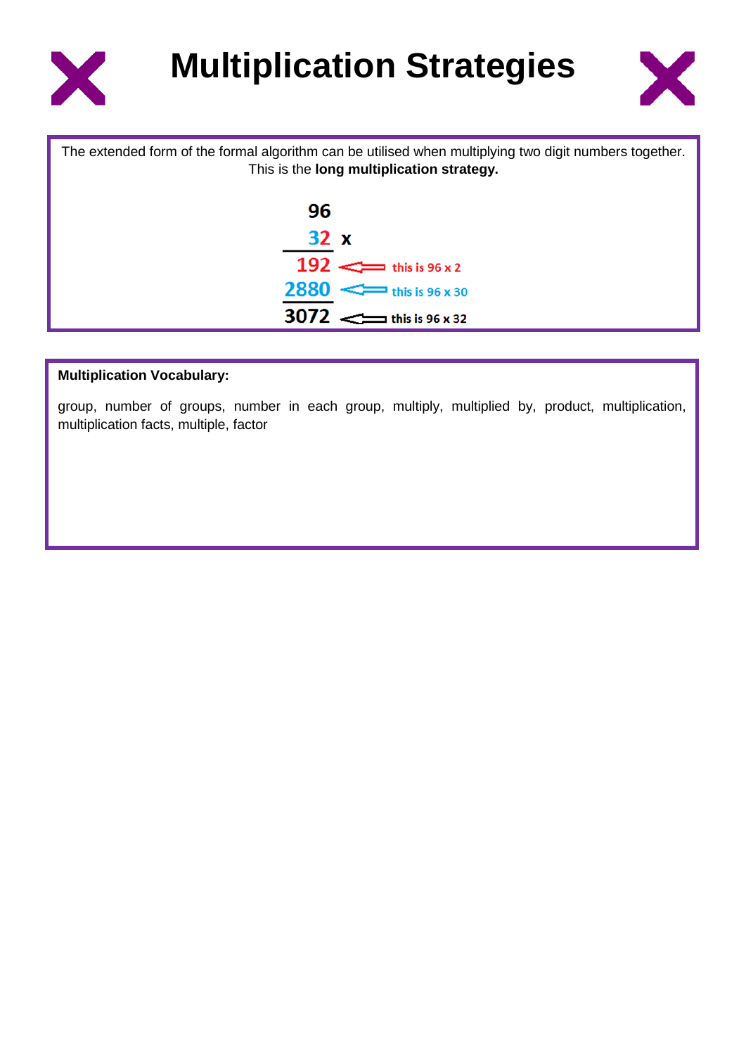# Multiplication Strategies

The extended form of the formal algorithm can be utilised when multiplying two digit numbers together. This is the **long multiplication strategy.**

```
   96
   32 x
 ----
  192   <== this is 96 x 2
 2880   <== this is 96 x 30
 ----
 3072   <== this is 96 x 32
```

**Multiplication Vocabulary:**

group, number of groups, number in each group, multiply, multiplied by, product, multiplication, multiplication facts, multiple, factor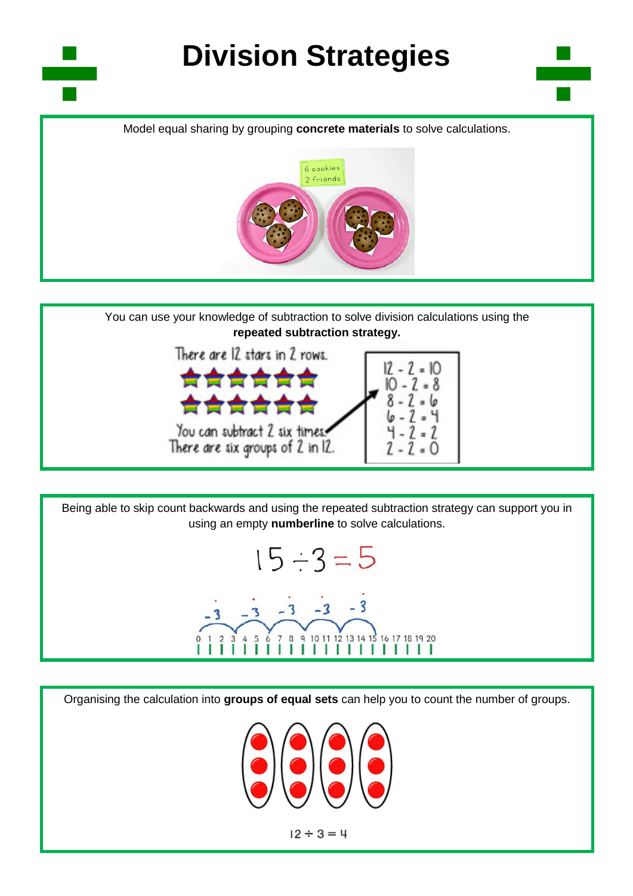# Division Strategies

Model equal sharing by grouping **concrete materials** to solve calculations.

6 cookies
2 friends

You can use your knowledge of subtraction to solve division calculations using the **repeated subtraction strategy.**

There are 12 stars in 2 rows.

You can subtract 2 six times.
There are six groups of 2 in 12.

$12 - 2 = 10$
$10 - 2 = 8$
$8 - 2 = 6$
$6 - 2 = 4$
$4 - 2 = 2$
$2 - 2 = 0$

Being able to skip count backwards and using the repeated subtraction strategy can support you in using an empty **numberline** to solve calculations.

$$15 \div 3 = 5$$

-3 -3 -3 -3 -3

0 1 2 3 4 5 6 7 8 9 10 11 12 13 14 15 16 17 18 19 20

Organising the calculation into **groups of equal sets** can help you to count the number of groups.

$$12 \div 3 = 4$$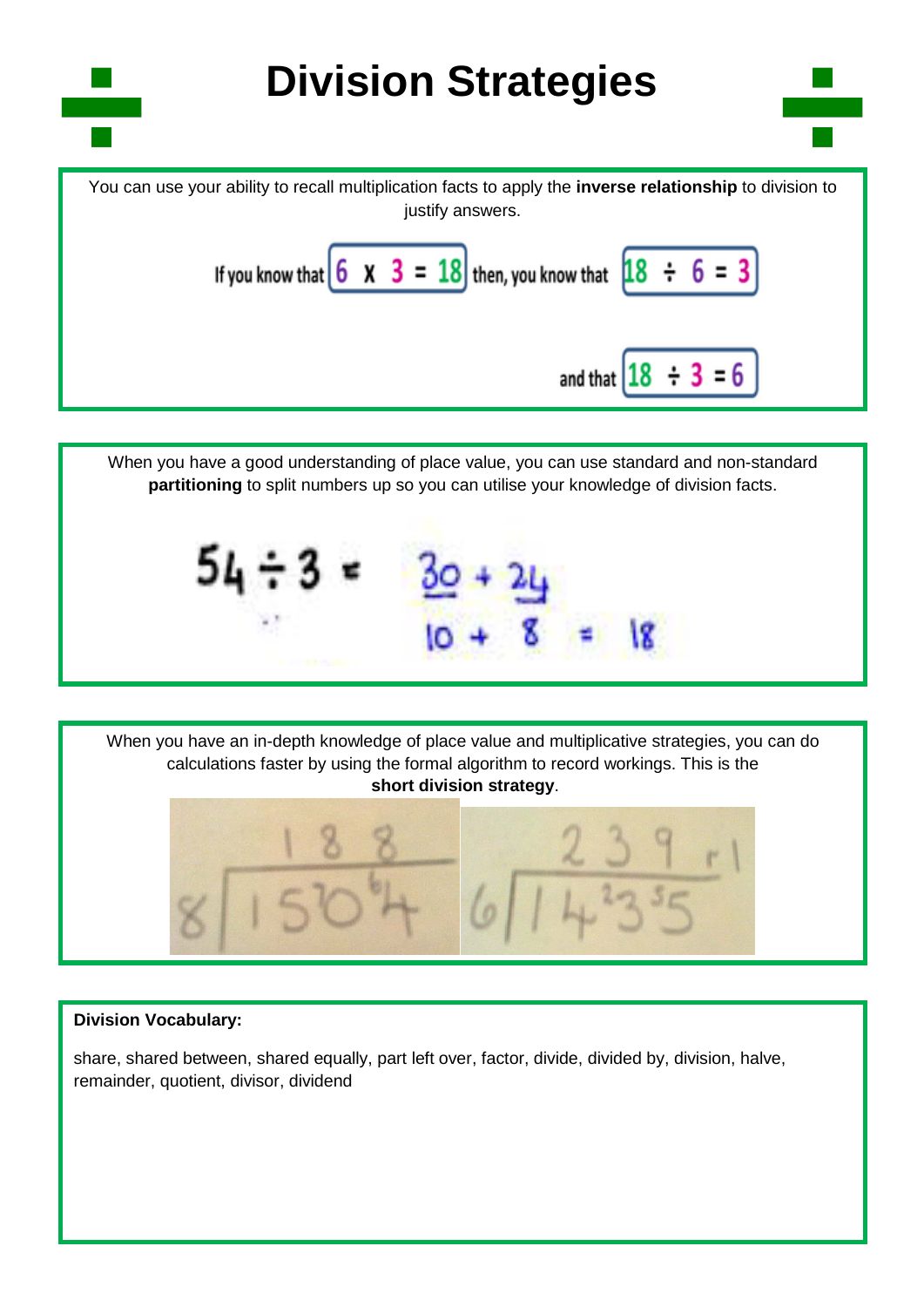# Division Strategies

You can use your ability to recall multiplication facts to apply the **inverse relationship** to division to justify answers.

If you know that $6 \times 3 = 18$ then, you know that $18 \div 6 = 3$

and that $18 \div 3 = 6$

When you have a good understanding of place value, you can use standard and non-standard **partitioning** to split numbers up so you can utilise your knowledge of division facts.

$$54 \div 3 = \underline{30} + \underline{24}$$

$$10 + 8 = 18$$

When you have an in-depth knowledge of place value and multiplicative strategies, you can do calculations faster by using the formal algorithm to record workings. This is the **short division strategy**.

$$8 \overline{)1\,5\,{}^{7}0\,{}^{6}4} = 188$$

$$6 \overline{)1\,4\,{}^{2}3\,{}^{5}5} = 239 \text{ r}1$$

**Division Vocabulary:**

share, shared between, shared equally, part left over, factor, divide, divided by, division, halve, remainder, quotient, divisor, dividend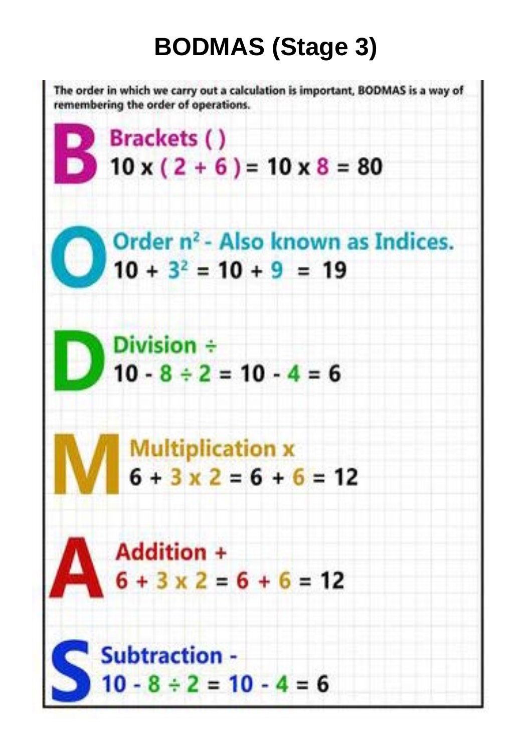# BODMAS (Stage 3)

The order in which we carry out a calculation is important, BODMAS is a way of remembering the order of operations.

**B** — **Brackets ( )**

$10 \times (2 + 6) = 10 \times 8 = 80$

**O** — **Order $n^2$ - Also known as Indices.**

$10 + 3^2 = 10 + 9 = 19$

**D** — **Division ÷**

$10 - 8 \div 2 = 10 - 4 = 6$

**M** — **Multiplication x**

$6 + 3 \times 2 = 6 + 6 = 12$

**A** — **Addition +**

$6 + 3 \times 2 = 6 + 6 = 12$

**S** — **Subtraction -**

$10 - 8 \div 2 = 10 - 4 = 6$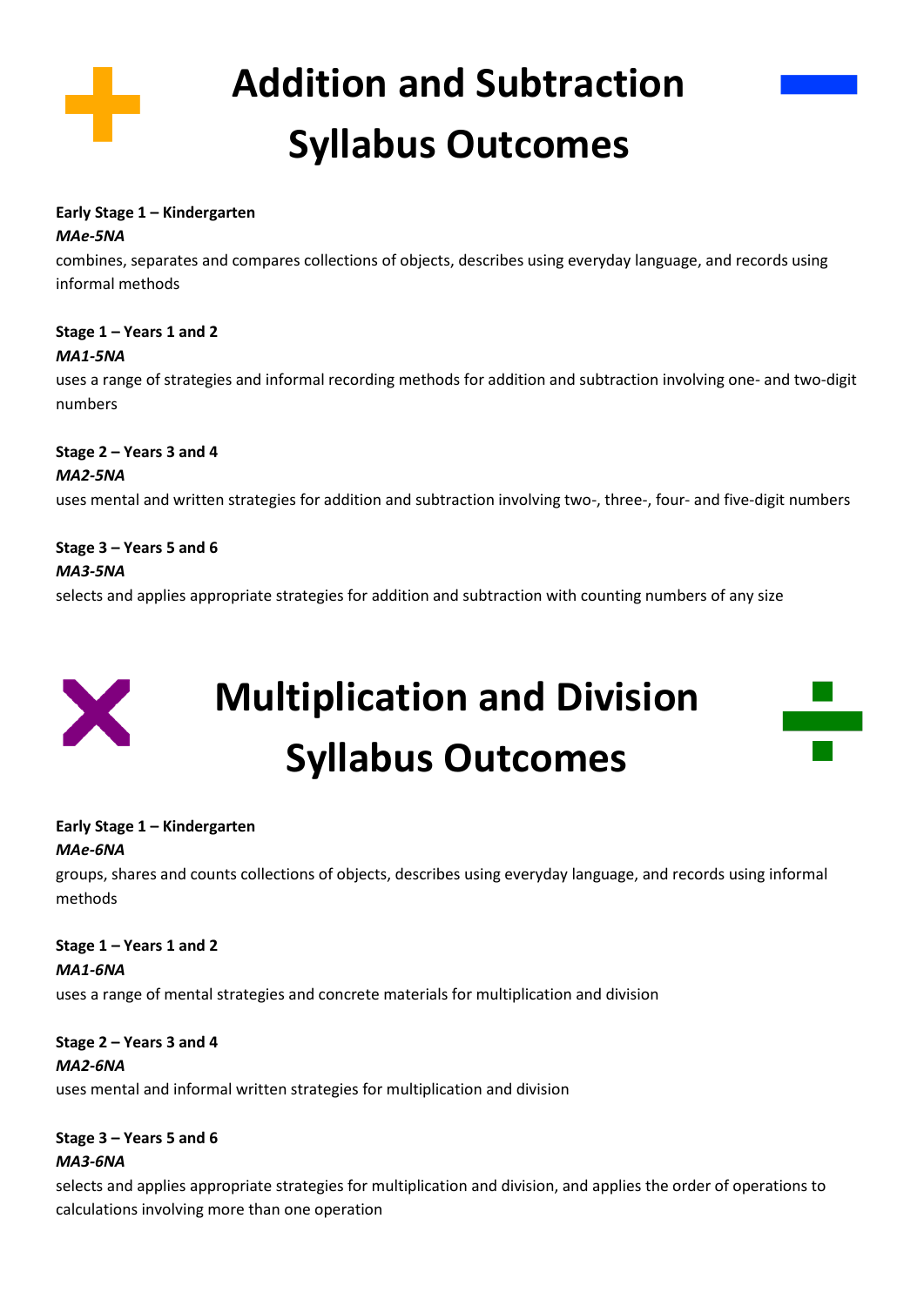# Addition and Subtraction Syllabus Outcomes

**Early Stage 1 – Kindergarten**
***MAe-5NA***
combines, separates and compares collections of objects, describes using everyday language, and records using informal methods

**Stage 1 – Years 1 and 2**
***MA1-5NA***
uses a range of strategies and informal recording methods for addition and subtraction involving one- and two-digit numbers

**Stage 2 – Years 3 and 4**
***MA2-5NA***
uses mental and written strategies for addition and subtraction involving two-, three-, four- and five-digit numbers

**Stage 3 – Years 5 and 6**
***MA3-5NA***
selects and applies appropriate strategies for addition and subtraction with counting numbers of any size

# Multiplication and Division Syllabus Outcomes

**Early Stage 1 – Kindergarten**
***MAe-6NA***
groups, shares and counts collections of objects, describes using everyday language, and records using informal methods

**Stage 1 – Years 1 and 2**
***MA1-6NA***
uses a range of mental strategies and concrete materials for multiplication and division

**Stage 2 – Years 3 and 4**
***MA2-6NA***
uses mental and informal written strategies for multiplication and division

**Stage 3 – Years 5 and 6**
***MA3-6NA***
selects and applies appropriate strategies for multiplication and division, and applies the order of operations to calculations involving more than one operation